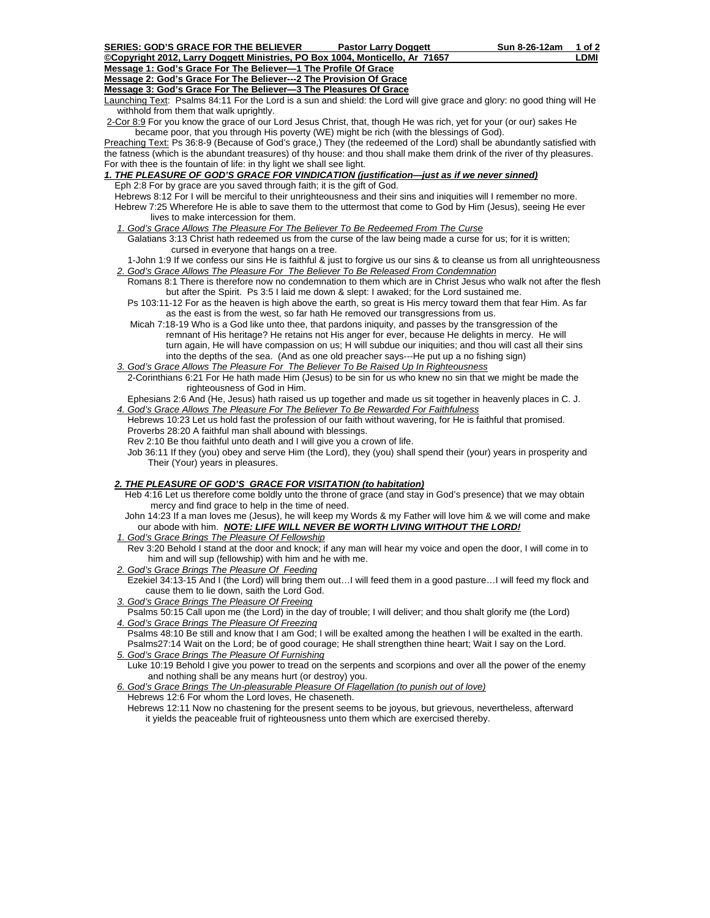**SERIES: GOD'S GRACE FOR THE BELIEVER Pastor Larry Doggett Sun 8-26-12am**

**©Copyright 2012, Larry Doggett Ministries, PO Box 1004, Monticello, Ar 71657 LDMI**

**Message 1: God's Grace For The Believer—1 The Profile Of Grace**

**Message 2: God's Grace For The Believer---2 The Provision Of Grace**

**Message 3: God's Grace For The Believer—3 The Pleasures Of Grace**

Launching Text: Psalms 84:11 For the Lord is a sun and shield: the Lord will give grace and glory: no good thing will He withhold from them that walk uprightly.

2-Cor 8:9 For you know the grace of our Lord Jesus Christ, that, though He was rich, yet for your (or our) sakes He became poor, that you through His poverty (WE) might be rich (with the blessings of God).

Preaching Text: Ps 36:8-9 (Because of God's grace,) They (the redeemed of the Lord) shall be abundantly satisfied with the fatness (which is the abundant treasures) of thy house: and thou shall make them drink of the river of thy pleasures. For with thee is the fountain of life: in thy light we shall see light.

***1. THE PLEASURE OF GOD'S GRACE FOR VINDICATION (justification—just as if we never sinned)***

Eph 2:8 For by grace are you saved through faith; it is the gift of God.

Hebrews 8:12 For I will be merciful to their unrighteousness and their sins and iniquities will I remember no more.

Hebrew 7:25 Wherefore He is able to save them to the uttermost that come to God by Him (Jesus), seeing He ever lives to make intercession for them.

*1. God's Grace Allows The Pleasure For The Believer To Be Redeemed From The Curse*

Galatians 3:13 Christ hath redeemed us from the curse of the law being made a curse for us; for it is written; cursed in everyone that hangs on a tree.

1-John 1:9 If we confess our sins He is faithful & just to forgive us our sins & to cleanse us from all unrighteousness

*2. God's Grace Allows The Pleasure For The Believer To Be Released From Condemnation*

Romans 8:1 There is therefore now no condemnation to them which are in Christ Jesus who walk not after the flesh but after the Spirit. Ps 3:5 I laid me down & slept: I awaked; for the Lord sustained me.

Ps 103:11-12 For as the heaven is high above the earth, so great is His mercy toward them that fear Him. As far as the east is from the west, so far hath He removed our transgressions from us.

Micah 7:18-19 Who is a God like unto thee, that pardons iniquity, and passes by the transgression of the remnant of His heritage? He retains not His anger for ever, because He delights in mercy. He will turn again, He will have compassion on us; H will subdue our iniquities; and thou will cast all their sins into the depths of the sea. (And as one old preacher says---He put up a no fishing sign)

*3. God's Grace Allows The Pleasure For The Believer To Be Raised Up In Righteousness*

2-Corinthians 6:21 For He hath made Him (Jesus) to be sin for us who knew no sin that we might be made the righteousness of God in Him.

Ephesians 2:6 And (He, Jesus) hath raised us up together and made us sit together in heavenly places in C. J.

*4. God's Grace Allows The Pleasure For The Believer To Be Rewarded For Faithfulness*

Hebrews 10:23 Let us hold fast the profession of our faith without wavering, for He is faithful that promised.

Proverbs 28:20 A faithful man shall abound with blessings.

Rev 2:10 Be thou faithful unto death and I will give you a crown of life.

Job 36:11 If they (you) obey and serve Him (the Lord), they (you) shall spend their (your) years in prosperity and Their (Your) years in pleasures.

***2. THE PLEASURE OF GOD'S GRACE FOR VISITATION (to habitation)***

Heb 4:16 Let us therefore come boldly unto the throne of grace (and stay in God's presence) that we may obtain mercy and find grace to help in the time of need.

John 14:23 If a man loves me (Jesus), he will keep my Words & my Father will love him & we will come and make our abode with him. ***NOTE: LIFE WILL NEVER BE WORTH LIVING WITHOUT THE LORD!***

*1. God's Grace Brings The Pleasure Of Fellowship*

Rev 3:20 Behold I stand at the door and knock; if any man will hear my voice and open the door, I will come in to him and will sup (fellowship) with him and he with me.

*2. God's Grace Brings The Pleasure Of Feeding*

Ezekiel 34:13-15 And I (the Lord) will bring them out…I will feed them in a good pasture…I will feed my flock and cause them to lie down, saith the Lord God.

*3. God's Grace Brings The Pleasure Of Freeing*

Psalms 50:15 Call upon me (the Lord) in the day of trouble; I will deliver; and thou shalt glorify me (the Lord)

*4. God's Grace Brings The Pleasure Of Freezing*

Psalms 48:10 Be still and know that I am God; I will be exalted among the heathen I will be exalted in the earth.

Psalms27:14 Wait on the Lord; be of good courage; He shall strengthen thine heart; Wait I say on the Lord.

*5. God's Grace Brings The Pleasure Of Furnishing*

Luke 10:19 Behold I give you power to tread on the serpents and scorpions and over all the power of the enemy and nothing shall be any means hurt (or destroy) you.

*6. God's Grace Brings The Un-pleasurable Pleasure Of Flagellation (to punish out of love)*

Hebrews 12:6 For whom the Lord loves, He chaseneth.

Hebrews 12:11 Now no chastening for the present seems to be joyous, but grievous, nevertheless, afterward it yields the peaceable fruit of righteousness unto them which are exercised thereby.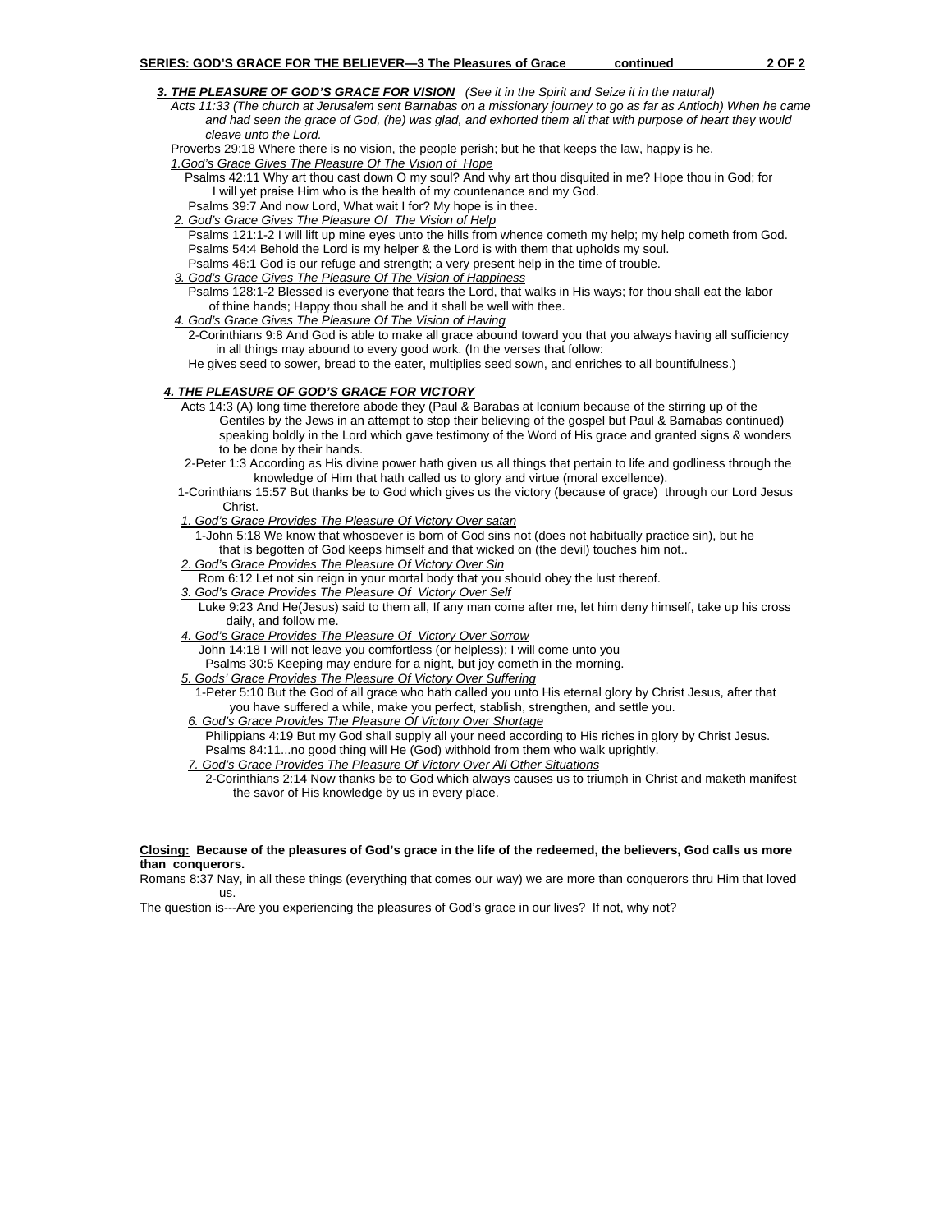***3. THE PLEASURE OF GOD'S GRACE FOR VISION*** *(See it in the Spirit and Seize it in the natural)*

*Acts 11:33 (The church at Jerusalem sent Barnabas on a missionary journey to go as far as Antioch) When he came and had seen the grace of God, (he) was glad, and exhorted them all that with purpose of heart they would cleave unto the Lord.*

Proverbs 29:18 Where there is no vision, the people perish; but he that keeps the law, happy is he.

*1.God's Grace Gives The Pleasure Of The Vision of Hope*

Psalms 42:11 Why art thou cast down O my soul? And why art thou disquited in me? Hope thou in God; for I will yet praise Him who is the health of my countenance and my God.

Psalms 39:7 And now Lord, What wait I for? My hope is in thee.

*2. God's Grace Gives The Pleasure Of The Vision of Help*

Psalms 121:1-2 I will lift up mine eyes unto the hills from whence cometh my help; my help cometh from God.

Psalms 54:4 Behold the Lord is my helper & the Lord is with them that upholds my soul.

Psalms 46:1 God is our refuge and strength; a very present help in the time of trouble.

*3. God's Grace Gives The Pleasure Of The Vision of Happiness*

Psalms 128:1-2 Blessed is everyone that fears the Lord, that walks in His ways; for thou shall eat the labor of thine hands; Happy thou shall be and it shall be well with thee.

*4. God's Grace Gives The Pleasure Of The Vision of Having*

2-Corinthians 9:8 And God is able to make all grace abound toward you that you always having all sufficiency in all things may abound to every good work. (In the verses that follow:

He gives seed to sower, bread to the eater, multiplies seed sown, and enriches to all bountifulness.)

***4. THE PLEASURE OF GOD'S GRACE FOR VICTORY***

Acts 14:3 (A) long time therefore abode they (Paul & Barabas at Iconium because of the stirring up of the Gentiles by the Jews in an attempt to stop their believing of the gospel but Paul & Barnabas continued) speaking boldly in the Lord which gave testimony of the Word of His grace and granted signs & wonders to be done by their hands.

2-Peter 1:3 According as His divine power hath given us all things that pertain to life and godliness through the knowledge of Him that hath called us to glory and virtue (moral excellence).

1-Corinthians 15:57 But thanks be to God which gives us the victory (because of grace) through our Lord Jesus Christ.

*1. God's Grace Provides The Pleasure Of Victory Over satan*

1-John 5:18 We know that whosoever is born of God sins not (does not habitually practice sin), but he that is begotten of God keeps himself and that wicked on (the devil) touches him not..

*2. God's Grace Provides The Pleasure Of Victory Over Sin*

Rom 6:12 Let not sin reign in your mortal body that you should obey the lust thereof.

*3. God's Grace Provides The Pleasure Of Victory Over Self*

Luke 9:23 And He(Jesus) said to them all, If any man come after me, let him deny himself, take up his cross daily, and follow me.

*4. God's Grace Provides The Pleasure Of Victory Over Sorrow*

John 14:18 I will not leave you comfortless (or helpless); I will come unto you

Psalms 30:5 Keeping may endure for a night, but joy cometh in the morning.

*5. Gods' Grace Provides The Pleasure Of Victory Over Suffering*

1-Peter 5:10 But the God of all grace who hath called you unto His eternal glory by Christ Jesus, after that you have suffered a while, make you perfect, stablish, strengthen, and settle you.

*6. God's Grace Provides The Pleasure Of Victory Over Shortage*

Philippians 4:19 But my God shall supply all your need according to His riches in glory by Christ Jesus.

Psalms 84:11...no good thing will He (God) withhold from them who walk uprightly.

*7. God's Grace Provides The Pleasure Of Victory Over All Other Situations*

2-Corinthians 2:14 Now thanks be to God which always causes us to triumph in Christ and maketh manifest the savor of His knowledge by us in every place.

**Closing: Because of the pleasures of God's grace in the life of the redeemed, the believers, God calls us more than conquerors.**

Romans 8:37 Nay, in all these things (everything that comes our way) we are more than conquerors thru Him that loved us.

The question is---Are you experiencing the pleasures of God's grace in our lives? If not, why not?